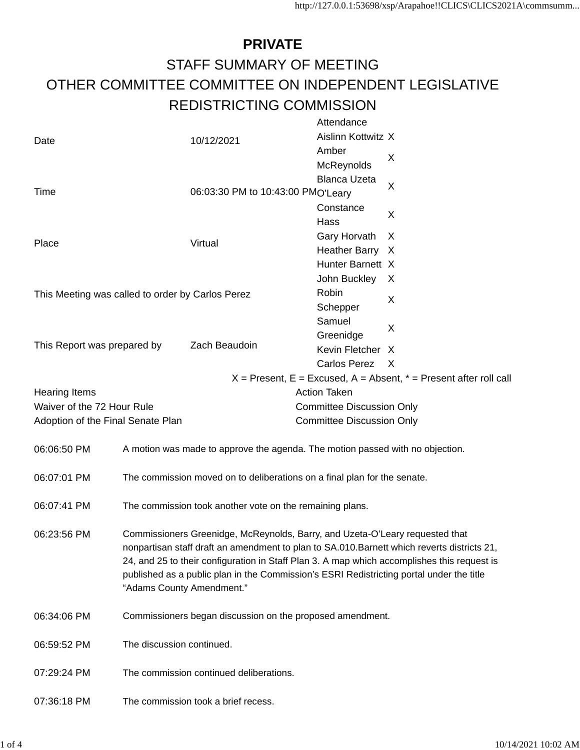# PRIVATE

## STAFF SUMMARY OF MEETING

## OTHER COMMITTEE COMMITTEE ON INDEPENDENT LEGISLATIVE REDISTRICTING COMMISSION

| | |
|---|---|
| Date | 10/12/2021 |
| Time | 06:03:30 PM to 10:43:00 PM |
| Place | Virtual |
| This Meeting was called to order by Carlos Perez | |
| This Report was prepared by | Zach Beaudoin |

| Attendance | |
|---|---|
| Aislinn Kottwitz | X |
| Amber McReynolds | X |
| Blanca Uzeta O'Leary | X |
| Constance Hass | X |
| Gary Horvath | X |
| Heather Barry | X |
| Hunter Barnett | X |
| John Buckley | X |
| Robin Schepper | X |
| Samuel Greenidge | X |
| Kevin Fletcher | X |
| Carlos Perez | X |

X = Present, E = Excused, A = Absent, * = Present after roll call

| Hearing Items | Action Taken |
|---|---|
| Waiver of the 72 Hour Rule | Committee Discussion Only |
| Adoption of the Final Senate Plan | Committee Discussion Only |

| | |
|---|---|
| 06:06:50 PM | A motion was made to approve the agenda. The motion passed with no objection. |
| 06:07:01 PM | The commission moved on to deliberations on a final plan for the senate. |
| 06:07:41 PM | The commission took another vote on the remaining plans. |
| 06:23:56 PM | Commissioners Greenidge, McReynolds, Barry, and Uzeta-O'Leary requested that nonpartisan staff draft an amendment to plan to SA.010.Barnett which reverts districts 21, 24, and 25 to their configuration in Staff Plan 3. A map which accomplishes this request is published as a public plan in the Commission's ESRI Redistricting portal under the title "Adams County Amendment." |
| 06:34:06 PM | Commissioners began discussion on the proposed amendment. |
| 06:59:52 PM | The discussion continued. |
| 07:29:24 PM | The commission continued deliberations. |
| 07:36:18 PM | The commission took a brief recess. |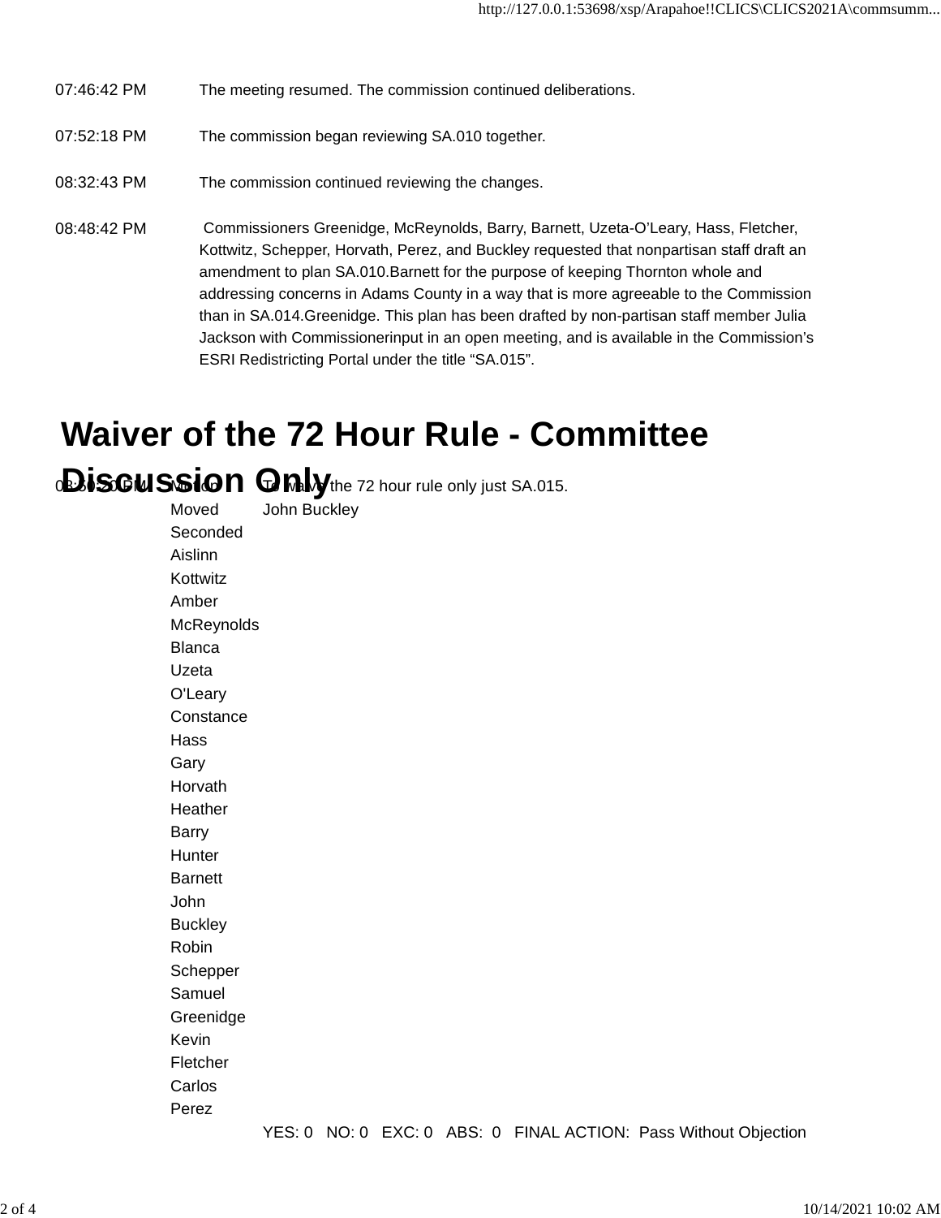| | |
|---|---|
| 07:46:42 PM | The meeting resumed. The commission continued deliberations. |
| 07:52:18 PM | The commission began reviewing SA.010 together. |
| 08:32:43 PM | The commission continued reviewing the changes. |
| 08:48:42 PM | Commissioners Greenidge, McReynolds, Barry, Barnett, Uzeta-O'Leary, Hass, Fletcher, Kottwitz, Schepper, Horvath, Perez, and Buckley requested that nonpartisan staff draft an amendment to plan SA.010.Barnett for the purpose of keeping Thornton whole and addressing concerns in Adams County in a way that is more agreeable to the Commission than in SA.014.Greenidge. This plan has been drafted by non-partisan staff member Julia Jackson with Commissionerinput in an open meeting, and is available in the Commission's ESRI Redistricting Portal under the title "SA.015". |

## Waiver of the 72 Hour Rule - Committee Discussion Only

| | | |
|---|---|---|
| 08:50:20 PM | Motion | To waive the 72 hour rule only just SA.015. |
| | Moved | John Buckley |
| | Seconded | |
| | Aislinn Kottwitz | |
| | Amber McReynolds | |
| | Blanca Uzeta O'Leary | |
| | Constance Hass | |
| | Gary Horvath | |
| | Heather Barry | |
| | Hunter Barnett | |
| | John Buckley | |
| | Robin Schepper | |
| | Samuel Greenidge | |
| | Kevin Fletcher | |
| | Carlos Perez | |
| | | YES: 0 NO: 0 EXC: 0 ABS: 0 FINAL ACTION: Pass Without Objection |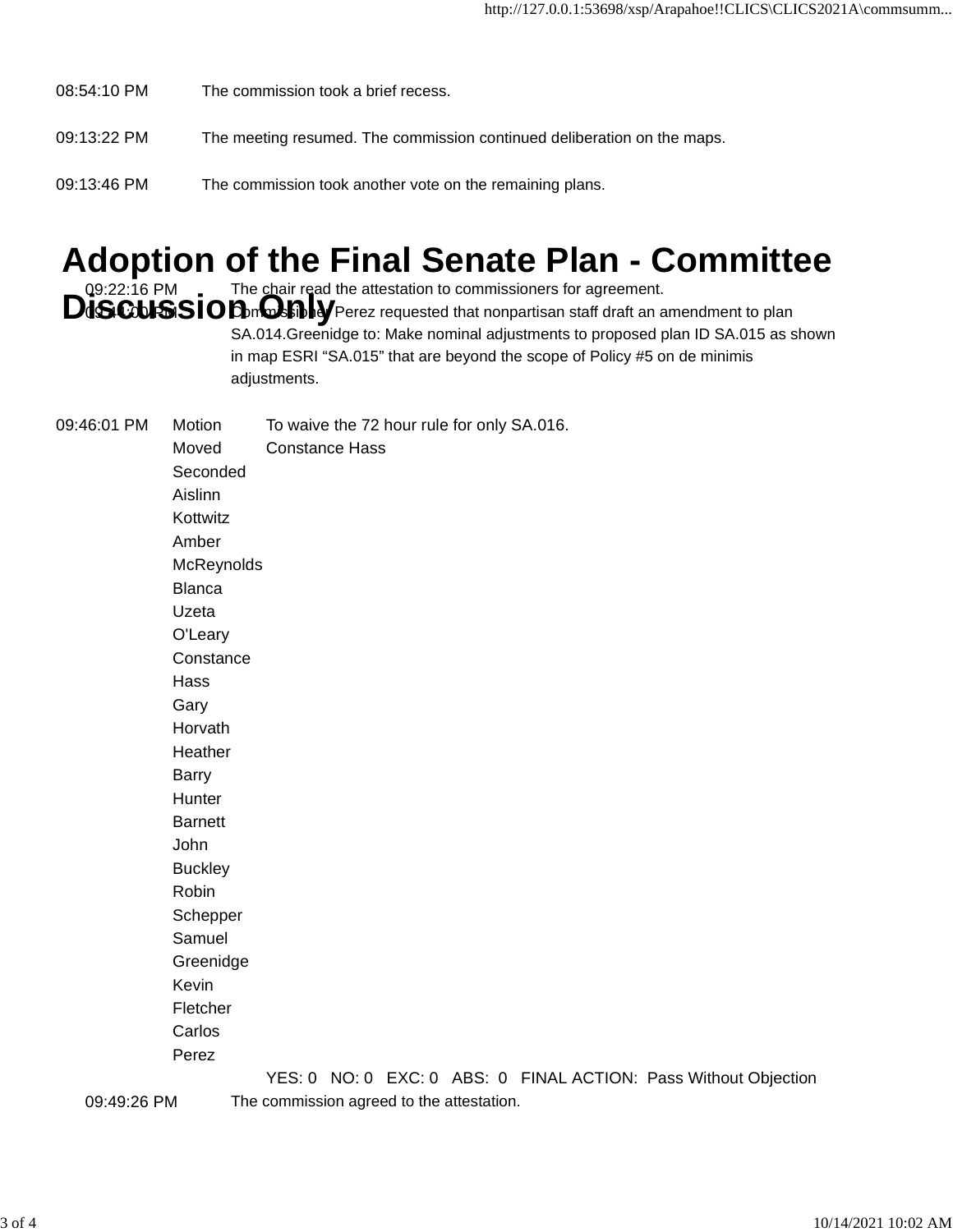08:54:10 PM The commission took a brief recess.

09:13:22 PM The meeting resumed. The commission continued deliberation on the maps.

09:13:46 PM The commission took another vote on the remaining plans.

# Adoption of the Final Senate Plan - Committee Discussion Only

09:22:16 PM The chair read the attestation to commissioners for agreement.

09:41:00 PM Commissioner Perez requested that nonpartisan staff draft an amendment to plan SA.014.Greenidge to: Make nominal adjustments to proposed plan ID SA.015 as shown in map ESRI "SA.015" that are beyond the scope of Policy #5 on de minimis adjustments.

| | | |
|---|---|---|
| 09:46:01 PM | Motion | To waive the 72 hour rule for only SA.016. |
| | Moved | Constance Hass |
| | Seconded | |
| | Aislinn Kottwitz | |
| | Amber McReynolds | |
| | Blanca Uzeta O'Leary | |
| | Constance Hass | |
| | Gary Horvath | |
| | Heather Barry | |
| | Hunter Barnett | |
| | John Buckley | |
| | Robin Schepper | |
| | Samuel Greenidge | |
| | Kevin Fletcher | |
| | Carlos Perez | |
| | | YES: 0 NO: 0 EXC: 0 ABS: 0 FINAL ACTION: Pass Without Objection |

09:49:26 PM The commission agreed to the attestation.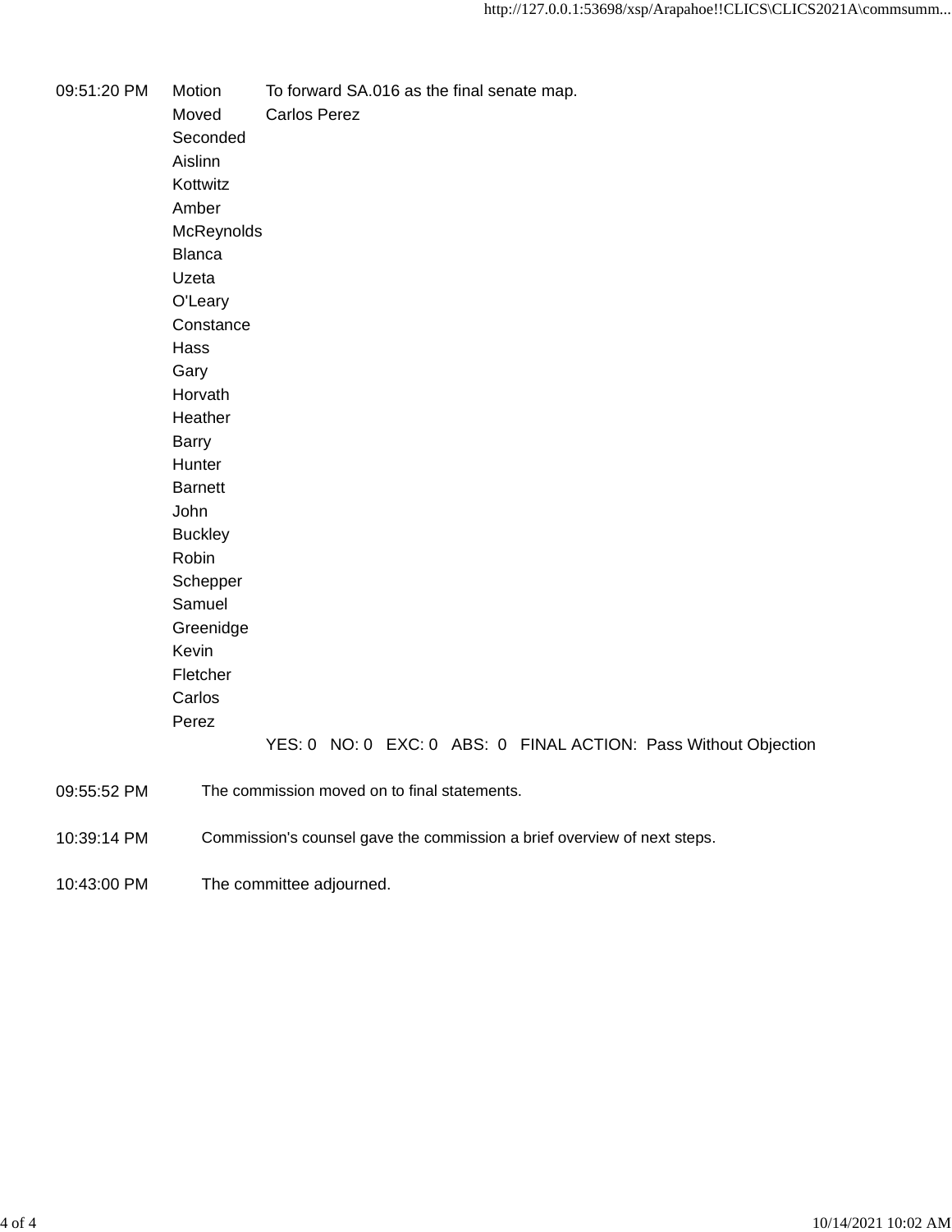09:51:20 PM

| | |
|---|---|
| Motion | To forward SA.016 as the final senate map. |
| Moved | Carlos Perez |
| Seconded | |
| Aislinn Kottwitz | |
| Amber McReynolds | |
| Blanca Uzeta O'Leary | |
| Constance Hass | |
| Gary Horvath | |
| Heather Barry | |
| Hunter Barnett | |
| John Buckley | |
| Robin Schepper | |
| Samuel Greenidge | |
| Kevin Fletcher | |
| Carlos Perez | |
| | YES: 0 NO: 0 EXC: 0 ABS: 0 FINAL ACTION: Pass Without Objection |

09:55:52 PM The commission moved on to final statements.

10:39:14 PM Commission's counsel gave the commission a brief overview of next steps.

10:43:00 PM The committee adjourned.